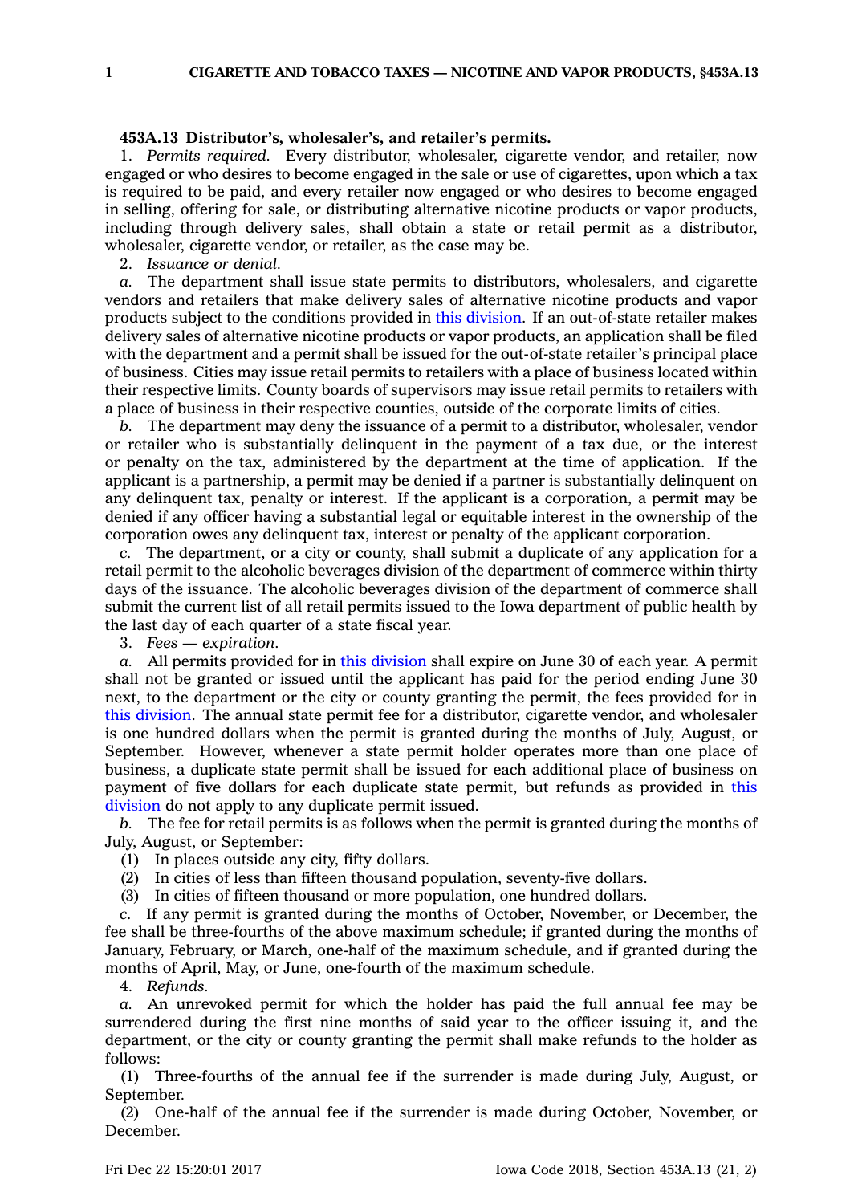### 453A.13 Distributor's, wholesaler's, and retailer's permits.

1. *Permits required.* Every distributor, wholesaler, cigarette vendor, and retailer, now engaged or who desires to become engaged in the sale or use of cigarettes, upon which a tax is required to be paid, and every retailer now engaged or who desires to become engaged in selling, offering for sale, or distributing alternative nicotine products or vapor products, including through delivery sales, shall obtain a state or retail permit as a distributor, wholesaler, cigarette vendor, or retailer, as the case may be.

2. *Issuance or denial.*

*a.* The department shall issue state permits to distributors, wholesalers, and cigarette vendors and retailers that make delivery sales of alternative nicotine products and vapor products subject to the conditions provided in this division. If an out-of-state retailer makes delivery sales of alternative nicotine products or vapor products, an application shall be filed with the department and a permit shall be issued for the out-of-state retailer's principal place of business. Cities may issue retail permits to retailers with a place of business located within their respective limits. County boards of supervisors may issue retail permits to retailers with a place of business in their respective counties, outside of the corporate limits of cities.

*b.* The department may deny the issuance of a permit to a distributor, wholesaler, vendor or retailer who is substantially delinquent in the payment of a tax due, or the interest or penalty on the tax, administered by the department at the time of application. If the applicant is a partnership, a permit may be denied if a partner is substantially delinquent on any delinquent tax, penalty or interest. If the applicant is a corporation, a permit may be denied if any officer having a substantial legal or equitable interest in the ownership of the corporation owes any delinquent tax, interest or penalty of the applicant corporation.

*c.* The department, or a city or county, shall submit a duplicate of any application for a retail permit to the alcoholic beverages division of the department of commerce within thirty days of the issuance. The alcoholic beverages division of the department of commerce shall submit the current list of all retail permits issued to the Iowa department of public health by the last day of each quarter of a state fiscal year.

3. *Fees — expiration.*

*a.* All permits provided for in this division shall expire on June 30 of each year. A permit shall not be granted or issued until the applicant has paid for the period ending June 30 next, to the department or the city or county granting the permit, the fees provided for in this division. The annual state permit fee for a distributor, cigarette vendor, and wholesaler is one hundred dollars when the permit is granted during the months of July, August, or September. However, whenever a state permit holder operates more than one place of business, a duplicate state permit shall be issued for each additional place of business on payment of five dollars for each duplicate state permit, but refunds as provided in this division do not apply to any duplicate permit issued.

*b.* The fee for retail permits is as follows when the permit is granted during the months of July, August, or September:

(1) In places outside any city, fifty dollars.

(2) In cities of less than fifteen thousand population, seventy-five dollars.

(3) In cities of fifteen thousand or more population, one hundred dollars.

*c.* If any permit is granted during the months of October, November, or December, the fee shall be three-fourths of the above maximum schedule; if granted during the months of January, February, or March, one-half of the maximum schedule, and if granted during the months of April, May, or June, one-fourth of the maximum schedule.

4. *Refunds.*

*a.* An unrevoked permit for which the holder has paid the full annual fee may be surrendered during the first nine months of said year to the officer issuing it, and the department, or the city or county granting the permit shall make refunds to the holder as follows:

(1) Three-fourths of the annual fee if the surrender is made during July, August, or September.

(2) One-half of the annual fee if the surrender is made during October, November, or December.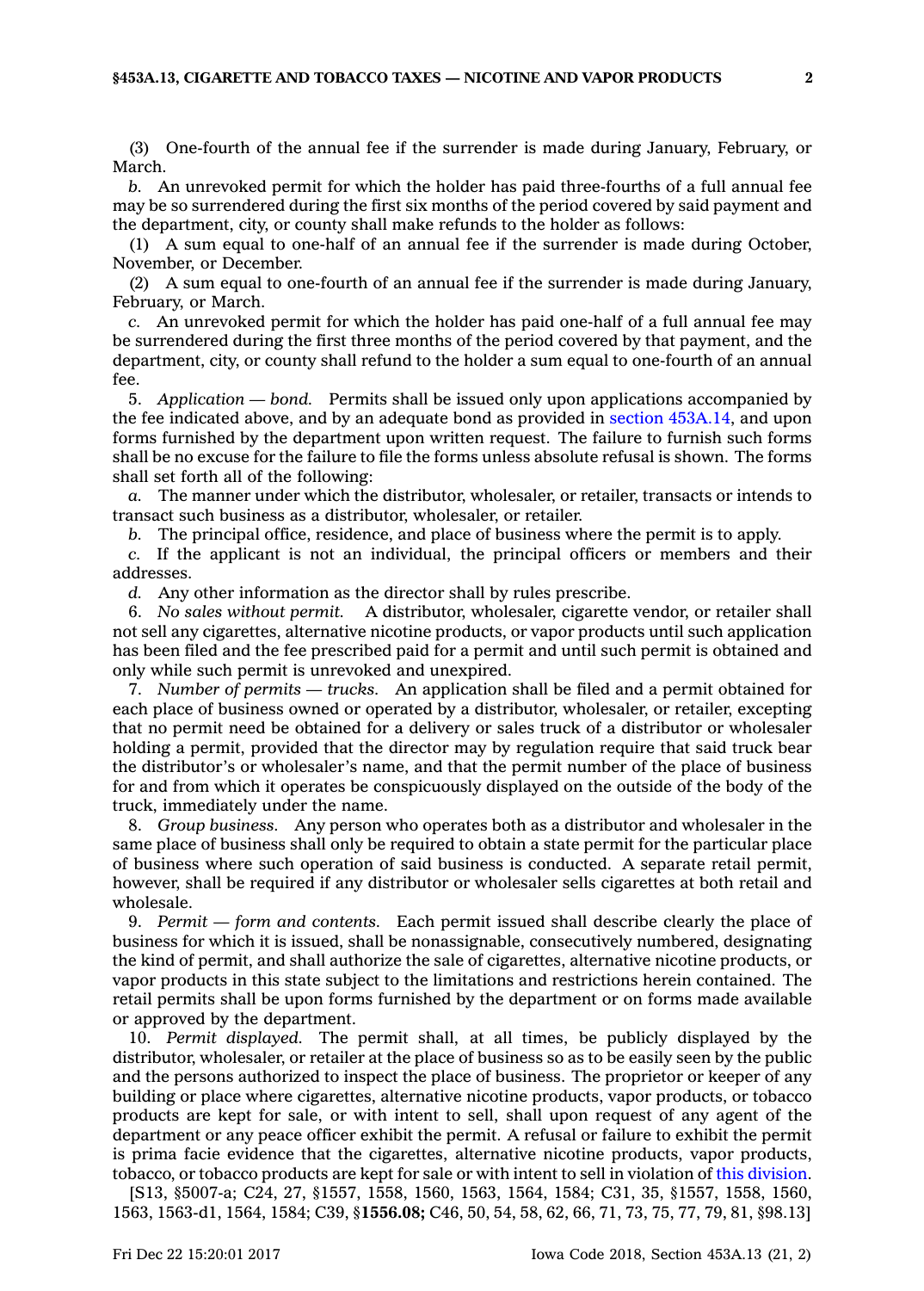(3) One-fourth of the annual fee if the surrender is made during January, February, or March.

*b.* An unrevoked permit for which the holder has paid three-fourths of a full annual fee may be so surrendered during the first six months of the period covered by said payment and the department, city, or county shall make refunds to the holder as follows:

(1) A sum equal to one-half of an annual fee if the surrender is made during October, November, or December.

(2) A sum equal to one-fourth of an annual fee if the surrender is made during January, February, or March.

*c.* An unrevoked permit for which the holder has paid one-half of a full annual fee may be surrendered during the first three months of the period covered by that payment, and the department, city, or county shall refund to the holder a sum equal to one-fourth of an annual fee.

5. *Application — bond.* Permits shall be issued only upon applications accompanied by the fee indicated above, and by an adequate bond as provided in section 453A.14, and upon forms furnished by the department upon written request. The failure to furnish such forms shall be no excuse for the failure to file the forms unless absolute refusal is shown. The forms shall set forth all of the following:

*a.* The manner under which the distributor, wholesaler, or retailer, transacts or intends to transact such business as a distributor, wholesaler, or retailer.

*b.* The principal office, residence, and place of business where the permit is to apply.

*c.* If the applicant is not an individual, the principal officers or members and their addresses.

*d.* Any other information as the director shall by rules prescribe.

6. *No sales without permit.* A distributor, wholesaler, cigarette vendor, or retailer shall not sell any cigarettes, alternative nicotine products, or vapor products until such application has been filed and the fee prescribed paid for a permit and until such permit is obtained and only while such permit is unrevoked and unexpired.

7. *Number of permits — trucks.* An application shall be filed and a permit obtained for each place of business owned or operated by a distributor, wholesaler, or retailer, excepting that no permit need be obtained for a delivery or sales truck of a distributor or wholesaler holding a permit, provided that the director may by regulation require that said truck bear the distributor's or wholesaler's name, and that the permit number of the place of business for and from which it operates be conspicuously displayed on the outside of the body of the truck, immediately under the name.

8. *Group business.* Any person who operates both as a distributor and wholesaler in the same place of business shall only be required to obtain a state permit for the particular place of business where such operation of said business is conducted. A separate retail permit, however, shall be required if any distributor or wholesaler sells cigarettes at both retail and wholesale.

9. *Permit — form and contents.* Each permit issued shall describe clearly the place of business for which it is issued, shall be nonassignable, consecutively numbered, designating the kind of permit, and shall authorize the sale of cigarettes, alternative nicotine products, or vapor products in this state subject to the limitations and restrictions herein contained. The retail permits shall be upon forms furnished by the department or on forms made available or approved by the department.

10. *Permit displayed.* The permit shall, at all times, be publicly displayed by the distributor, wholesaler, or retailer at the place of business so as to be easily seen by the public and the persons authorized to inspect the place of business. The proprietor or keeper of any building or place where cigarettes, alternative nicotine products, vapor products, or tobacco products are kept for sale, or with intent to sell, shall upon request of any agent of the department or any peace officer exhibit the permit. A refusal or failure to exhibit the permit is prima facie evidence that the cigarettes, alternative nicotine products, vapor products, tobacco, or tobacco products are kept for sale or with intent to sell in violation of this division.

[S13, §5007-a; C24, 27, §1557, 1558, 1560, 1563, 1564, 1584; C31, 35, §1557, 1558, 1560, 1563, 1563-d1, 1564, 1584; C39, §**1556.08;** C46, 50, 54, 58, 62, 66, 71, 73, 75, 77, 79, 81, §98.13]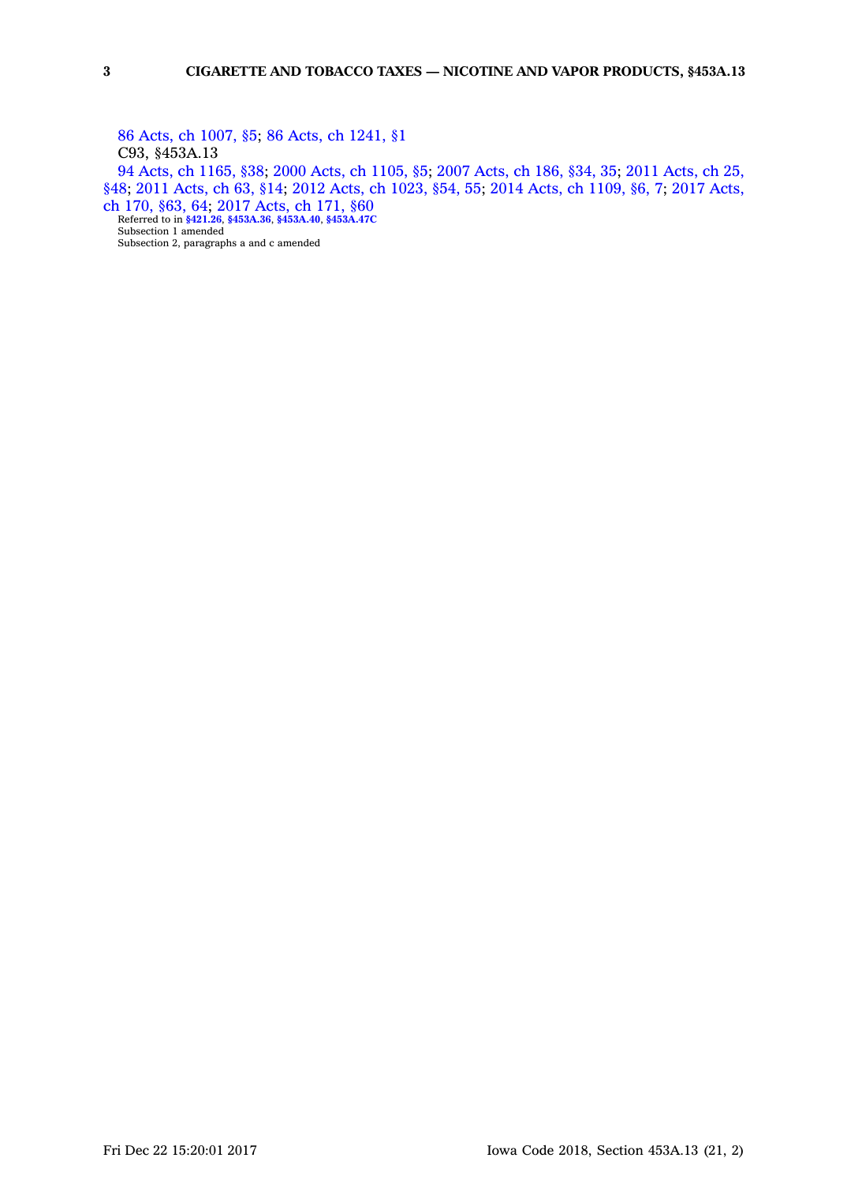86 Acts, ch 1007, §5; 86 Acts, ch 1241, §1

C93, §453A.13

94 Acts, ch 1165, §38; 2000 Acts, ch 1105, §5; 2007 Acts, ch 186, §34, 35; 2011 Acts, ch 25, §48; 2011 Acts, ch 63, §14; 2012 Acts, ch 1023, §54, 55; 2014 Acts, ch 1109, §6, 7; 2017 Acts, ch 170, §63, 64; 2017 Acts, ch 171, §60

Referred to in **§421.26**, **§453A.36**, **§453A.40**, **§453A.47C**

Subsection 1 amended

Subsection 2, paragraphs a and c amended